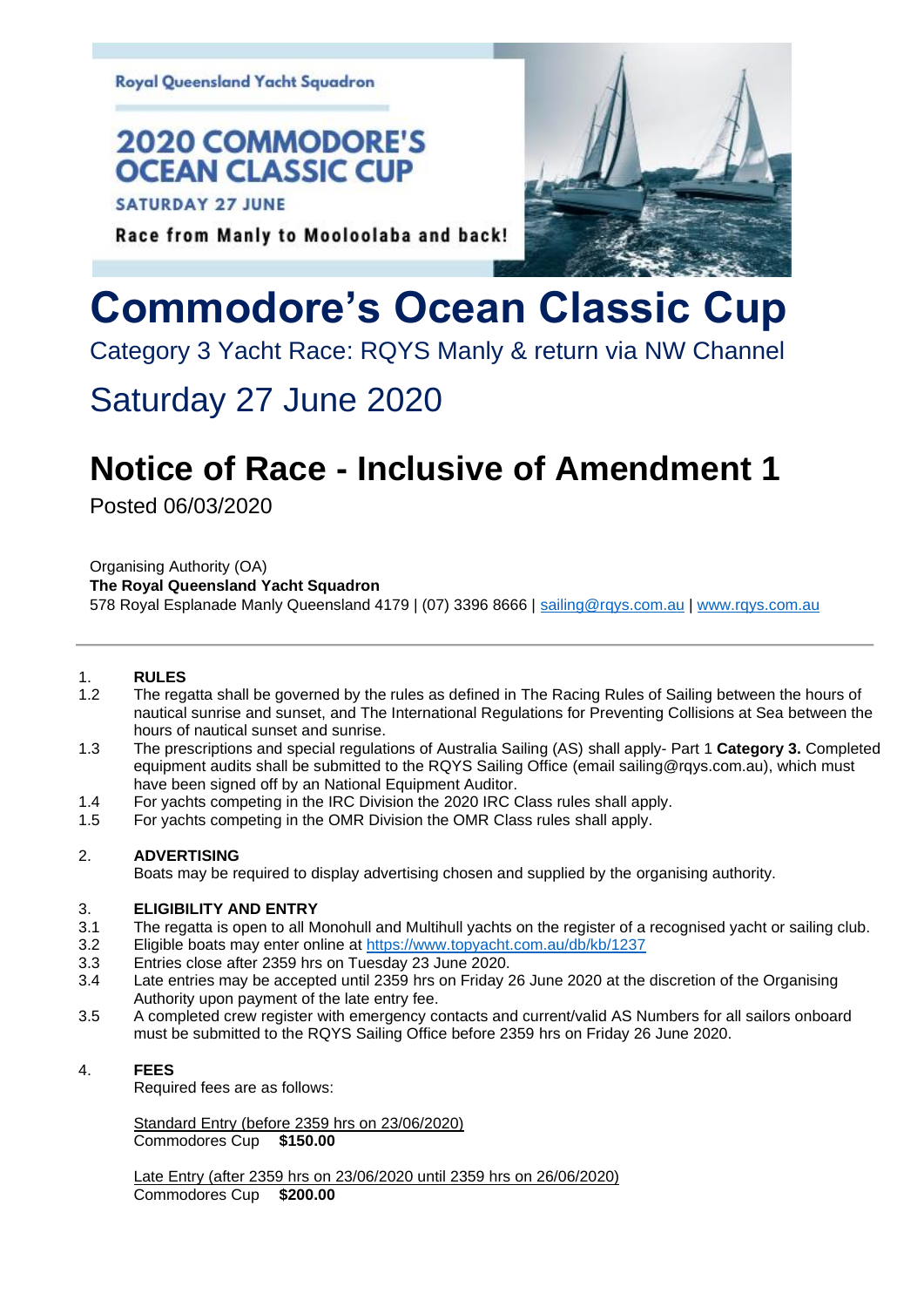Royal Queensland Yacht Squadron

2020 COMMODORE'S OCEAN CLASSIC CUP

SATURDAY 27 JUNE

Race from Manly to Mooloolaba and back!

# Commodore's Ocean Classic Cup

Category 3 Yacht Race: RQYS Manly & return via NW Channel

## Saturday 27 June 2020

# Notice of Race - Inclusive of Amendment 1

Posted 06/03/2020

Organising Authority (OA)
**The Royal Queensland Yacht Squadron**
578 Royal Esplanade Manly Queensland 4179 | (07) 3396 8666 | sailing@rqys.com.au | www.rqys.com.au

---

1. **RULES**

1.2 The regatta shall be governed by the rules as defined in The Racing Rules of Sailing between the hours of nautical sunrise and sunset, and The International Regulations for Preventing Collisions at Sea between the hours of nautical sunset and sunrise.

1.3 The prescriptions and special regulations of Australia Sailing (AS) shall apply- Part 1 **Category 3.** Completed equipment audits shall be submitted to the RQYS Sailing Office (email sailing@rqys.com.au), which must have been signed off by an National Equipment Auditor.

1.4 For yachts competing in the IRC Division the 2020 IRC Class rules shall apply.

1.5 For yachts competing in the OMR Division the OMR Class rules shall apply.

2. **ADVERTISING**

Boats may be required to display advertising chosen and supplied by the organising authority.

3. **ELIGIBILITY AND ENTRY**

3.1 The regatta is open to all Monohull and Multihull yachts on the register of a recognised yacht or sailing club.

3.2 Eligible boats may enter online at https://www.topyacht.com.au/db/kb/1237

3.3 Entries close after 2359 hrs on Tuesday 23 June 2020.

3.4 Late entries may be accepted until 2359 hrs on Friday 26 June 2020 at the discretion of the Organising Authority upon payment of the late entry fee.

3.5 A completed crew register with emergency contacts and current/valid AS Numbers for all sailors onboard must be submitted to the RQYS Sailing Office before 2359 hrs on Friday 26 June 2020.

4. **FEES**

Required fees are as follows:

Standard Entry (before 2359 hrs on 23/06/2020)
Commodores Cup **$150.00**

Late Entry (after 2359 hrs on 23/06/2020 until 2359 hrs on 26/06/2020)
Commodores Cup **$200.00**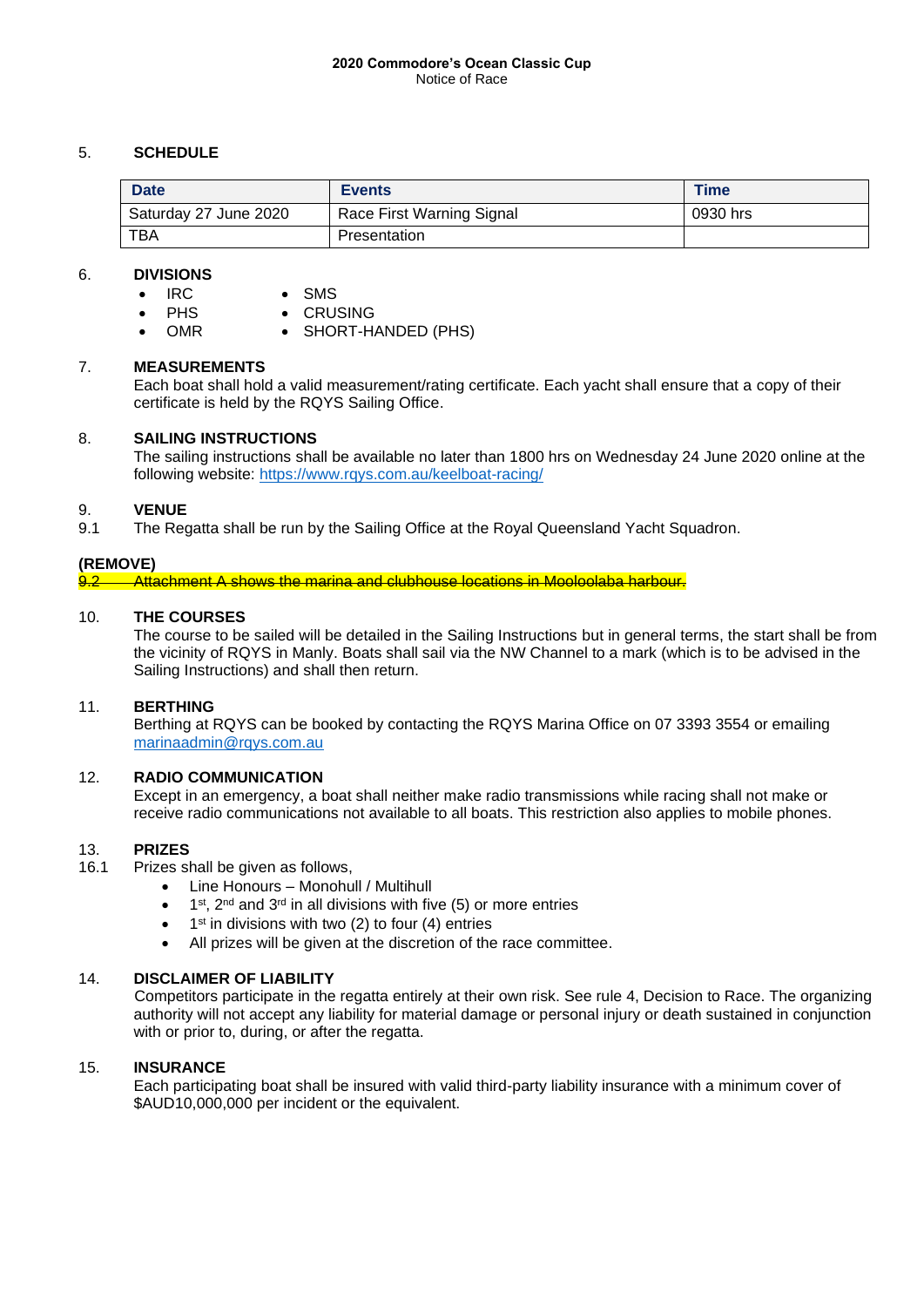**2020 Commodore's Ocean Classic Cup**
Notice of Race

## 5. SCHEDULE

| Date | Events | Time |
|---|---|---|
| Saturday 27 June 2020 | Race First Warning Signal | 0930 hrs |
| TBA | Presentation | |

## 6. DIVISIONS

- IRC
- PHS
- OMR
- SMS
- CRUSING
- SHORT-HANDED (PHS)

## 7. MEASUREMENTS

Each boat shall hold a valid measurement/rating certificate. Each yacht shall ensure that a copy of their certificate is held by the RQYS Sailing Office.

## 8. SAILING INSTRUCTIONS

The sailing instructions shall be available no later than 1800 hrs on Wednesday 24 June 2020 online at the following website: https://www.rqys.com.au/keelboat-racing/

## 9. VENUE

9.1 The Regatta shall be run by the Sailing Office at the Royal Queensland Yacht Squadron.

**(REMOVE)**

~~9.2 Attachment A shows the marina and clubhouse locations in Mooloolaba harbour.~~

## 10. THE COURSES

The course to be sailed will be detailed in the Sailing Instructions but in general terms, the start shall be from the vicinity of RQYS in Manly. Boats shall sail via the NW Channel to a mark (which is to be advised in the Sailing Instructions) and shall then return.

## 11. BERTHING

Berthing at RQYS can be booked by contacting the RQYS Marina Office on 07 3393 3554 or emailing marinaadmin@rqys.com.au

## 12. RADIO COMMUNICATION

Except in an emergency, a boat shall neither make radio transmissions while racing shall not make or receive radio communications not available to all boats. This restriction also applies to mobile phones.

## 13. PRIZES

16.1 Prizes shall be given as follows,

- Line Honours – Monohull / Multihull
- 1st, 2nd and 3rd in all divisions with five (5) or more entries
- 1st in divisions with two (2) to four (4) entries
- All prizes will be given at the discretion of the race committee.

## 14. DISCLAIMER OF LIABILITY

Competitors participate in the regatta entirely at their own risk. See rule 4, Decision to Race. The organizing authority will not accept any liability for material damage or personal injury or death sustained in conjunction with or prior to, during, or after the regatta.

## 15. INSURANCE

Each participating boat shall be insured with valid third-party liability insurance with a minimum cover of $AUD10,000,000 per incident or the equivalent.